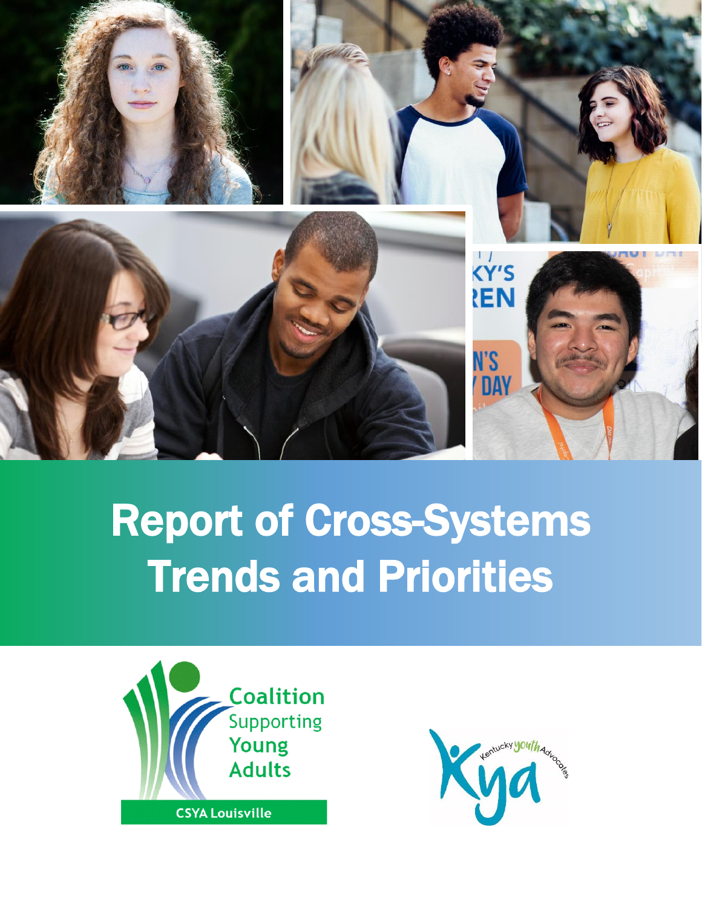# Report of Cross-Systems Trends and Priorities

Coalition Supporting Young Adults

CSYA Louisville

Kentucky Youth Advocates

Kya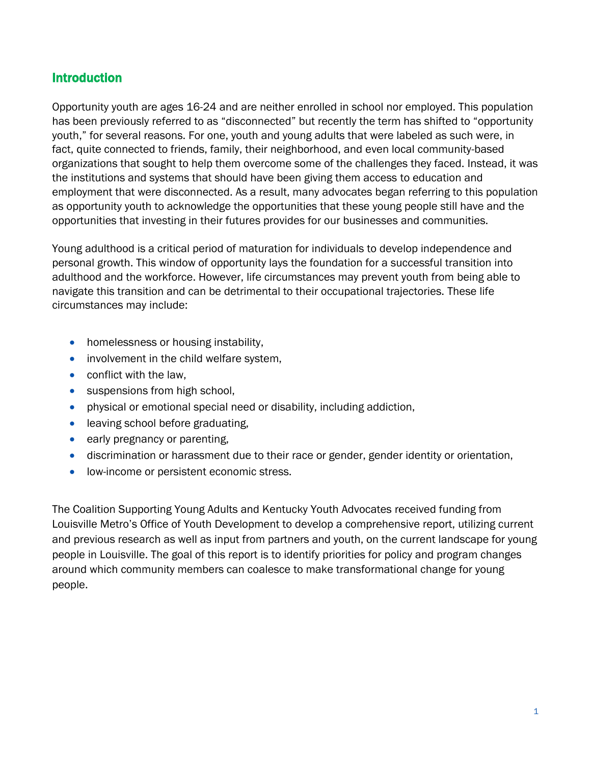## Introduction

Opportunity youth are ages 16-24 and are neither enrolled in school nor employed. This population has been previously referred to as "disconnected" but recently the term has shifted to "opportunity youth," for several reasons. For one, youth and young adults that were labeled as such were, in fact, quite connected to friends, family, their neighborhood, and even local community-based organizations that sought to help them overcome some of the challenges they faced. Instead, it was the institutions and systems that should have been giving them access to education and employment that were disconnected. As a result, many advocates began referring to this population as opportunity youth to acknowledge the opportunities that these young people still have and the opportunities that investing in their futures provides for our businesses and communities.

Young adulthood is a critical period of maturation for individuals to develop independence and personal growth. This window of opportunity lays the foundation for a successful transition into adulthood and the workforce. However, life circumstances may prevent youth from being able to navigate this transition and can be detrimental to their occupational trajectories. These life circumstances may include:

- homelessness or housing instability,
- involvement in the child welfare system,
- conflict with the law,
- suspensions from high school,
- physical or emotional special need or disability, including addiction,
- leaving school before graduating,
- early pregnancy or parenting,
- discrimination or harassment due to their race or gender, gender identity or orientation,
- low-income or persistent economic stress.

The Coalition Supporting Young Adults and Kentucky Youth Advocates received funding from Louisville Metro's Office of Youth Development to develop a comprehensive report, utilizing current and previous research as well as input from partners and youth, on the current landscape for young people in Louisville. The goal of this report is to identify priorities for policy and program changes around which community members can coalesce to make transformational change for young people.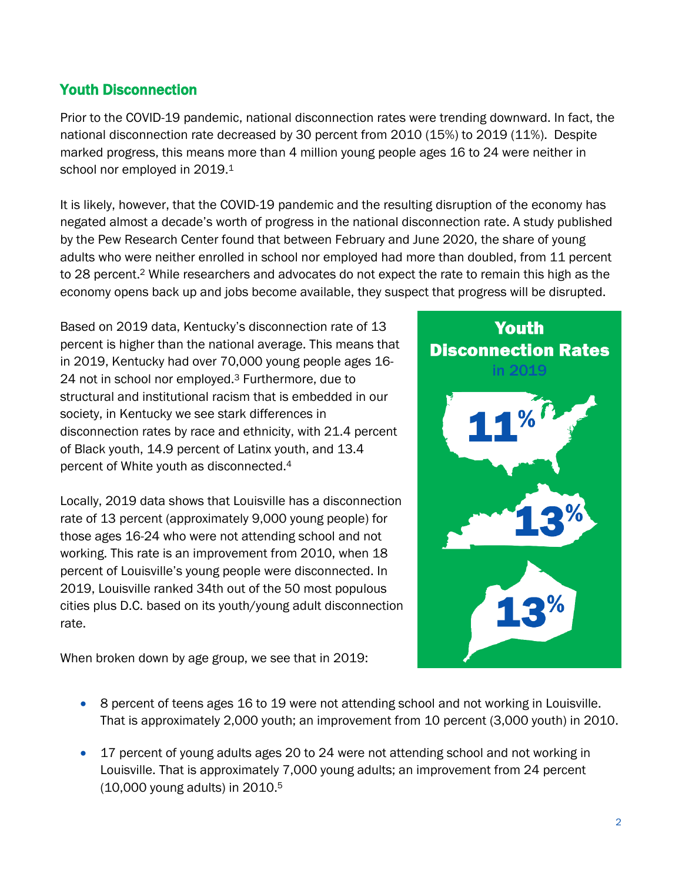## Youth Disconnection

Prior to the COVID-19 pandemic, national disconnection rates were trending downward. In fact, the national disconnection rate decreased by 30 percent from 2010 (15%) to 2019 (11%). Despite marked progress, this means more than 4 million young people ages 16 to 24 were neither in school nor employed in 2019.[1]

It is likely, however, that the COVID-19 pandemic and the resulting disruption of the economy has negated almost a decade's worth of progress in the national disconnection rate. A study published by the Pew Research Center found that between February and June 2020, the share of young adults who were neither enrolled in school nor employed had more than doubled, from 11 percent to 28 percent.[2] While researchers and advocates do not expect the rate to remain this high as the economy opens back up and jobs become available, they suspect that progress will be disrupted.

Based on 2019 data, Kentucky's disconnection rate of 13 percent is higher than the national average. This means that in 2019, Kentucky had over 70,000 young people ages 16-24 not in school nor employed.[3] Furthermore, due to structural and institutional racism that is embedded in our society, in Kentucky we see stark differences in disconnection rates by race and ethnicity, with 21.4 percent of Black youth, 14.9 percent of Latinx youth, and 13.4 percent of White youth as disconnected.[4]

**Youth Disconnection Rates in 2019**

- 11%
- 13%
- 13%

Locally, 2019 data shows that Louisville has a disconnection rate of 13 percent (approximately 9,000 young people) for those ages 16-24 who were not attending school and not working. This rate is an improvement from 2010, when 18 percent of Louisville's young people were disconnected. In 2019, Louisville ranked 34th out of the 50 most populous cities plus D.C. based on its youth/young adult disconnection rate.

When broken down by age group, we see that in 2019:

- 8 percent of teens ages 16 to 19 were not attending school and not working in Louisville. That is approximately 2,000 youth; an improvement from 10 percent (3,000 youth) in 2010.
- 17 percent of young adults ages 20 to 24 were not attending school and not working in Louisville. That is approximately 7,000 young adults; an improvement from 24 percent (10,000 young adults) in 2010.[5]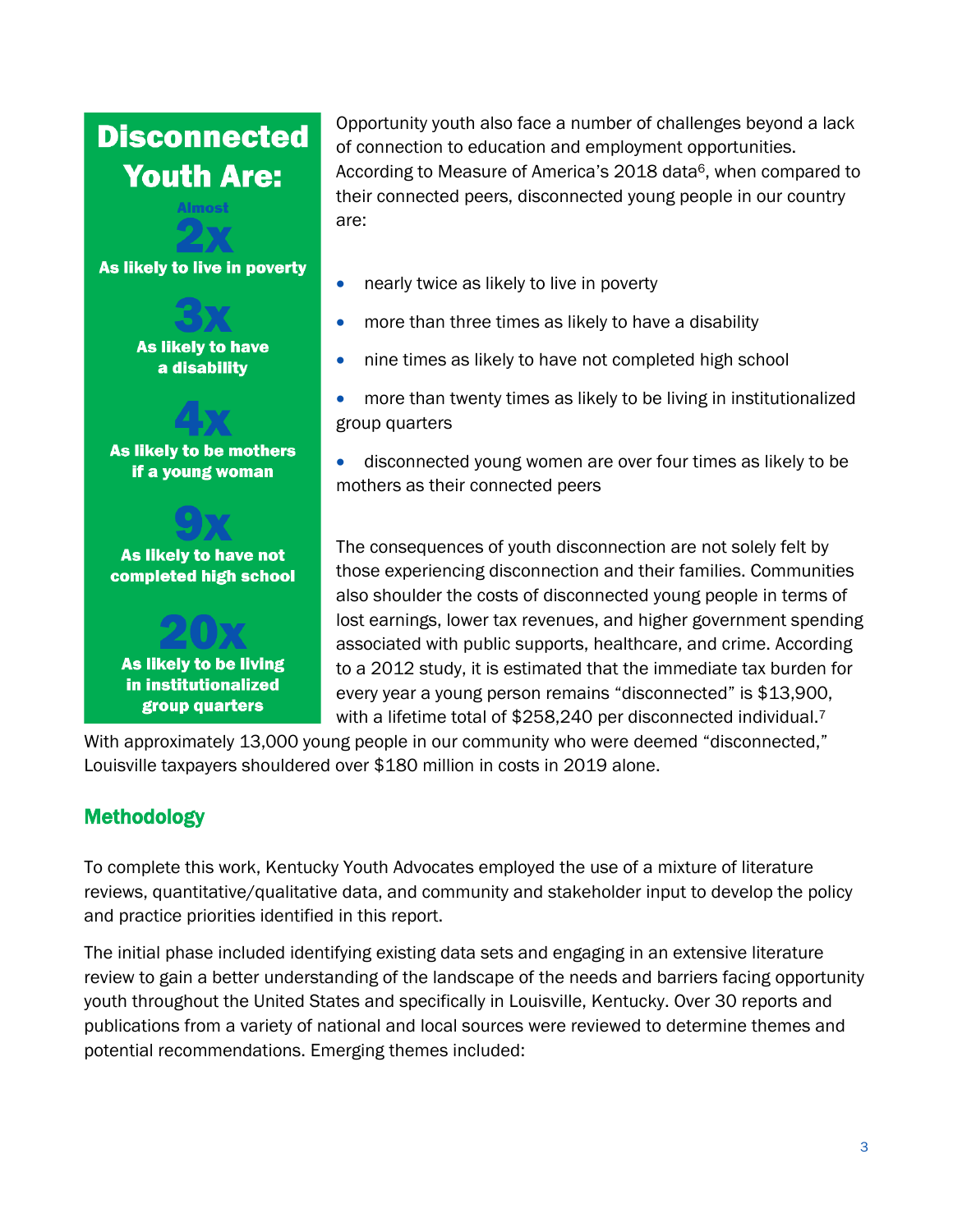**Disconnected Youth Are:**

Almost **2x** As likely to live in poverty

**3x** As likely to have a disability

**4x** As likely to be mothers if a young woman

**9x** As likely to have not completed high school

**20x** As likely to be living in institutionalized group quarters

Opportunity youth also face a number of challenges beyond a lack of connection to education and employment opportunities. According to Measure of America's 2018 data[6], when compared to their connected peers, disconnected young people in our country are:

- nearly twice as likely to live in poverty
- more than three times as likely to have a disability
- nine times as likely to have not completed high school
- more than twenty times as likely to be living in institutionalized group quarters
- disconnected young women are over four times as likely to be mothers as their connected peers

The consequences of youth disconnection are not solely felt by those experiencing disconnection and their families. Communities also shoulder the costs of disconnected young people in terms of lost earnings, lower tax revenues, and higher government spending associated with public supports, healthcare, and crime. According to a 2012 study, it is estimated that the immediate tax burden for every year a young person remains "disconnected" is $13,900, with a lifetime total of $258,240 per disconnected individual.[7] With approximately 13,000 young people in our community who were deemed "disconnected," Louisville taxpayers shouldered over $180 million in costs in 2019 alone.

## Methodology

To complete this work, Kentucky Youth Advocates employed the use of a mixture of literature reviews, quantitative/qualitative data, and community and stakeholder input to develop the policy and practice priorities identified in this report.

The initial phase included identifying existing data sets and engaging in an extensive literature review to gain a better understanding of the landscape of the needs and barriers facing opportunity youth throughout the United States and specifically in Louisville, Kentucky. Over 30 reports and publications from a variety of national and local sources were reviewed to determine themes and potential recommendations. Emerging themes included: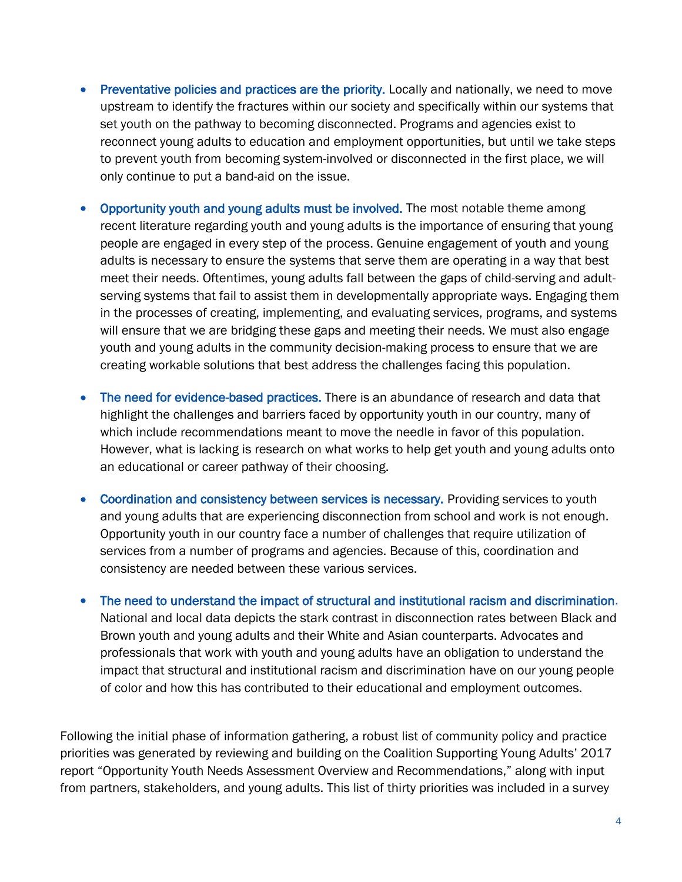- **Preventative policies and practices are the priority.** Locally and nationally, we need to move upstream to identify the fractures within our society and specifically within our systems that set youth on the pathway to becoming disconnected. Programs and agencies exist to reconnect young adults to education and employment opportunities, but until we take steps to prevent youth from becoming system-involved or disconnected in the first place, we will only continue to put a band-aid on the issue.

- **Opportunity youth and young adults must be involved.** The most notable theme among recent literature regarding youth and young adults is the importance of ensuring that young people are engaged in every step of the process. Genuine engagement of youth and young adults is necessary to ensure the systems that serve them are operating in a way that best meet their needs. Oftentimes, young adults fall between the gaps of child-serving and adult-serving systems that fail to assist them in developmentally appropriate ways. Engaging them in the processes of creating, implementing, and evaluating services, programs, and systems will ensure that we are bridging these gaps and meeting their needs. We must also engage youth and young adults in the community decision-making process to ensure that we are creating workable solutions that best address the challenges facing this population.

- **The need for evidence-based practices.** There is an abundance of research and data that highlight the challenges and barriers faced by opportunity youth in our country, many of which include recommendations meant to move the needle in favor of this population. However, what is lacking is research on what works to help get youth and young adults onto an educational or career pathway of their choosing.

- **Coordination and consistency between services is necessary.** Providing services to youth and young adults that are experiencing disconnection from school and work is not enough. Opportunity youth in our country face a number of challenges that require utilization of services from a number of programs and agencies. Because of this, coordination and consistency are needed between these various services.

- **The need to understand the impact of structural and institutional racism and discrimination.** National and local data depicts the stark contrast in disconnection rates between Black and Brown youth and young adults and their White and Asian counterparts. Advocates and professionals that work with youth and young adults have an obligation to understand the impact that structural and institutional racism and discrimination have on our young people of color and how this has contributed to their educational and employment outcomes.

Following the initial phase of information gathering, a robust list of community policy and practice priorities was generated by reviewing and building on the Coalition Supporting Young Adults' 2017 report "Opportunity Youth Needs Assessment Overview and Recommendations," along with input from partners, stakeholders, and young adults. This list of thirty priorities was included in a survey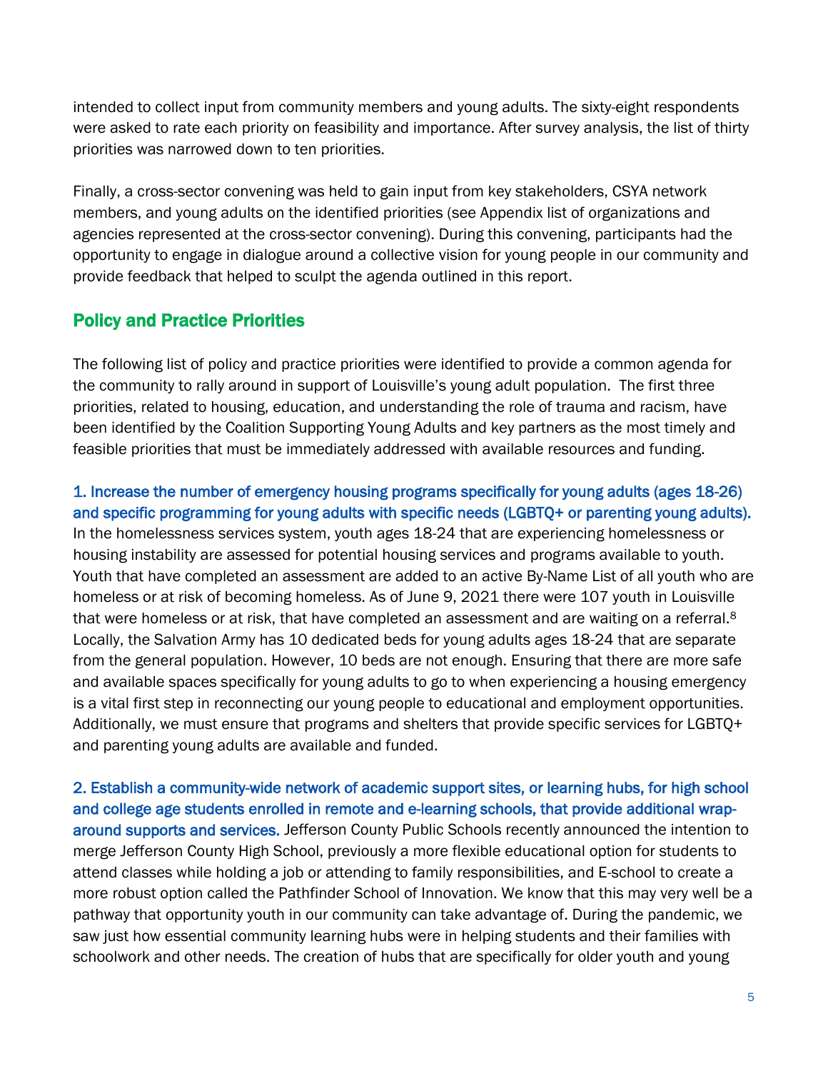intended to collect input from community members and young adults. The sixty-eight respondents were asked to rate each priority on feasibility and importance. After survey analysis, the list of thirty priorities was narrowed down to ten priorities.

Finally, a cross-sector convening was held to gain input from key stakeholders, CSYA network members, and young adults on the identified priorities (see Appendix list of organizations and agencies represented at the cross-sector convening). During this convening, participants had the opportunity to engage in dialogue around a collective vision for young people in our community and provide feedback that helped to sculpt the agenda outlined in this report.

## Policy and Practice Priorities

The following list of policy and practice priorities were identified to provide a common agenda for the community to rally around in support of Louisville's young adult population. The first three priorities, related to housing, education, and understanding the role of trauma and racism, have been identified by the Coalition Supporting Young Adults and key partners as the most timely and feasible priorities that must be immediately addressed with available resources and funding.

**1. Increase the number of emergency housing programs specifically for young adults (ages 18-26) and specific programming for young adults with specific needs (LGBTQ+ or parenting young adults).** In the homelessness services system, youth ages 18-24 that are experiencing homelessness or housing instability are assessed for potential housing services and programs available to youth. Youth that have completed an assessment are added to an active By-Name List of all youth who are homeless or at risk of becoming homeless. As of June 9, 2021 there were 107 youth in Louisville that were homeless or at risk, that have completed an assessment and are waiting on a referral.[8] Locally, the Salvation Army has 10 dedicated beds for young adults ages 18-24 that are separate from the general population. However, 10 beds are not enough. Ensuring that there are more safe and available spaces specifically for young adults to go to when experiencing a housing emergency is a vital first step in reconnecting our young people to educational and employment opportunities. Additionally, we must ensure that programs and shelters that provide specific services for LGBTQ+ and parenting young adults are available and funded.

**2. Establish a community-wide network of academic support sites, or learning hubs, for high school and college age students enrolled in remote and e-learning schools, that provide additional wrap-around supports and services.** Jefferson County Public Schools recently announced the intention to merge Jefferson County High School, previously a more flexible educational option for students to attend classes while holding a job or attending to family responsibilities, and E-school to create a more robust option called the Pathfinder School of Innovation. We know that this may very well be a pathway that opportunity youth in our community can take advantage of. During the pandemic, we saw just how essential community learning hubs were in helping students and their families with schoolwork and other needs. The creation of hubs that are specifically for older youth and young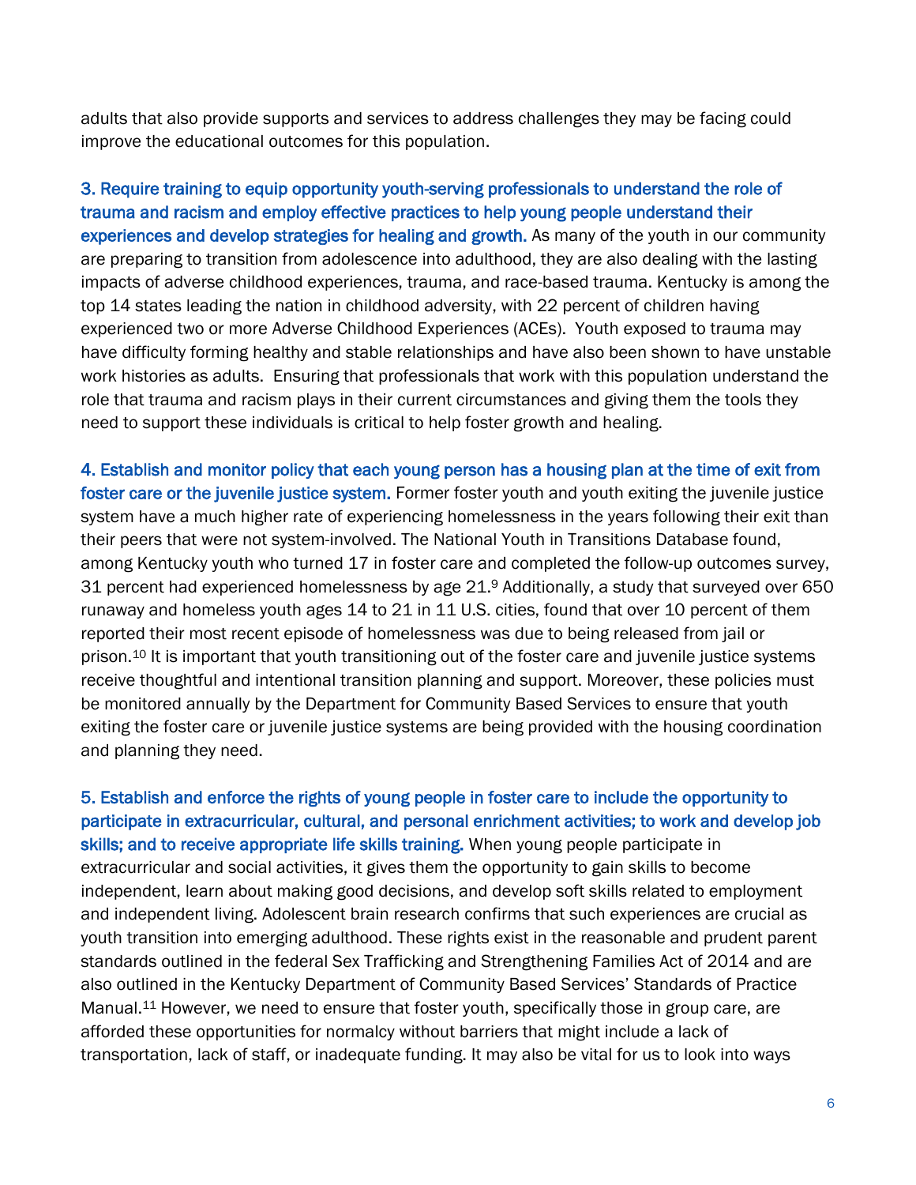adults that also provide supports and services to address challenges they may be facing could improve the educational outcomes for this population.

**3. Require training to equip opportunity youth-serving professionals to understand the role of trauma and racism and employ effective practices to help young people understand their experiences and develop strategies for healing and growth.** As many of the youth in our community are preparing to transition from adolescence into adulthood, they are also dealing with the lasting impacts of adverse childhood experiences, trauma, and race-based trauma. Kentucky is among the top 14 states leading the nation in childhood adversity, with 22 percent of children having experienced two or more Adverse Childhood Experiences (ACEs). Youth exposed to trauma may have difficulty forming healthy and stable relationships and have also been shown to have unstable work histories as adults. Ensuring that professionals that work with this population understand the role that trauma and racism plays in their current circumstances and giving them the tools they need to support these individuals is critical to help foster growth and healing.

**4. Establish and monitor policy that each young person has a housing plan at the time of exit from foster care or the juvenile justice system.** Former foster youth and youth exiting the juvenile justice system have a much higher rate of experiencing homelessness in the years following their exit than their peers that were not system-involved. The National Youth in Transitions Database found, among Kentucky youth who turned 17 in foster care and completed the follow-up outcomes survey, 31 percent had experienced homelessness by age 21.[9] Additionally, a study that surveyed over 650 runaway and homeless youth ages 14 to 21 in 11 U.S. cities, found that over 10 percent of them reported their most recent episode of homelessness was due to being released from jail or prison.[10] It is important that youth transitioning out of the foster care and juvenile justice systems receive thoughtful and intentional transition planning and support. Moreover, these policies must be monitored annually by the Department for Community Based Services to ensure that youth exiting the foster care or juvenile justice systems are being provided with the housing coordination and planning they need.

**5. Establish and enforce the rights of young people in foster care to include the opportunity to participate in extracurricular, cultural, and personal enrichment activities; to work and develop job skills; and to receive appropriate life skills training.** When young people participate in extracurricular and social activities, it gives them the opportunity to gain skills to become independent, learn about making good decisions, and develop soft skills related to employment and independent living. Adolescent brain research confirms that such experiences are crucial as youth transition into emerging adulthood. These rights exist in the reasonable and prudent parent standards outlined in the federal Sex Trafficking and Strengthening Families Act of 2014 and are also outlined in the Kentucky Department of Community Based Services' Standards of Practice Manual.[11] However, we need to ensure that foster youth, specifically those in group care, are afforded these opportunities for normalcy without barriers that might include a lack of transportation, lack of staff, or inadequate funding. It may also be vital for us to look into ways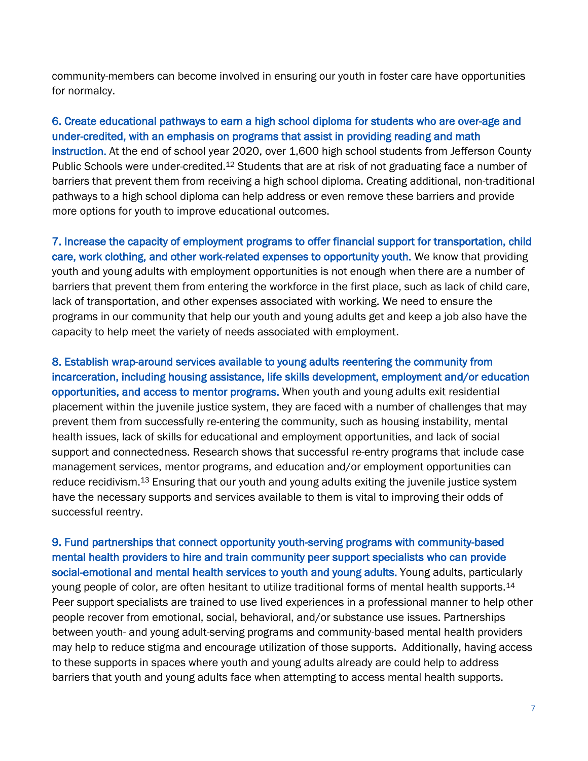community-members can become involved in ensuring our youth in foster care have opportunities for normalcy.

**6. Create educational pathways to earn a high school diploma for students who are over-age and under-credited, with an emphasis on programs that assist in providing reading and math instruction.** At the end of school year 2020, over 1,600 high school students from Jefferson County Public Schools were under-credited.[12] Students that are at risk of not graduating face a number of barriers that prevent them from receiving a high school diploma. Creating additional, non-traditional pathways to a high school diploma can help address or even remove these barriers and provide more options for youth to improve educational outcomes.

**7. Increase the capacity of employment programs to offer financial support for transportation, child care, work clothing, and other work-related expenses to opportunity youth.** We know that providing youth and young adults with employment opportunities is not enough when there are a number of barriers that prevent them from entering the workforce in the first place, such as lack of child care, lack of transportation, and other expenses associated with working. We need to ensure the programs in our community that help our youth and young adults get and keep a job also have the capacity to help meet the variety of needs associated with employment.

**8. Establish wrap-around services available to young adults reentering the community from incarceration, including housing assistance, life skills development, employment and/or education opportunities, and access to mentor programs.** When youth and young adults exit residential placement within the juvenile justice system, they are faced with a number of challenges that may prevent them from successfully re-entering the community, such as housing instability, mental health issues, lack of skills for educational and employment opportunities, and lack of social support and connectedness. Research shows that successful re-entry programs that include case management services, mentor programs, and education and/or employment opportunities can reduce recidivism.[13] Ensuring that our youth and young adults exiting the juvenile justice system have the necessary supports and services available to them is vital to improving their odds of successful reentry.

**9. Fund partnerships that connect opportunity youth-serving programs with community-based mental health providers to hire and train community peer support specialists who can provide social-emotional and mental health services to youth and young adults.** Young adults, particularly young people of color, are often hesitant to utilize traditional forms of mental health supports.[14] Peer support specialists are trained to use lived experiences in a professional manner to help other people recover from emotional, social, behavioral, and/or substance use issues. Partnerships between youth- and young adult-serving programs and community-based mental health providers may help to reduce stigma and encourage utilization of those supports. Additionally, having access to these supports in spaces where youth and young adults already are could help to address barriers that youth and young adults face when attempting to access mental health supports.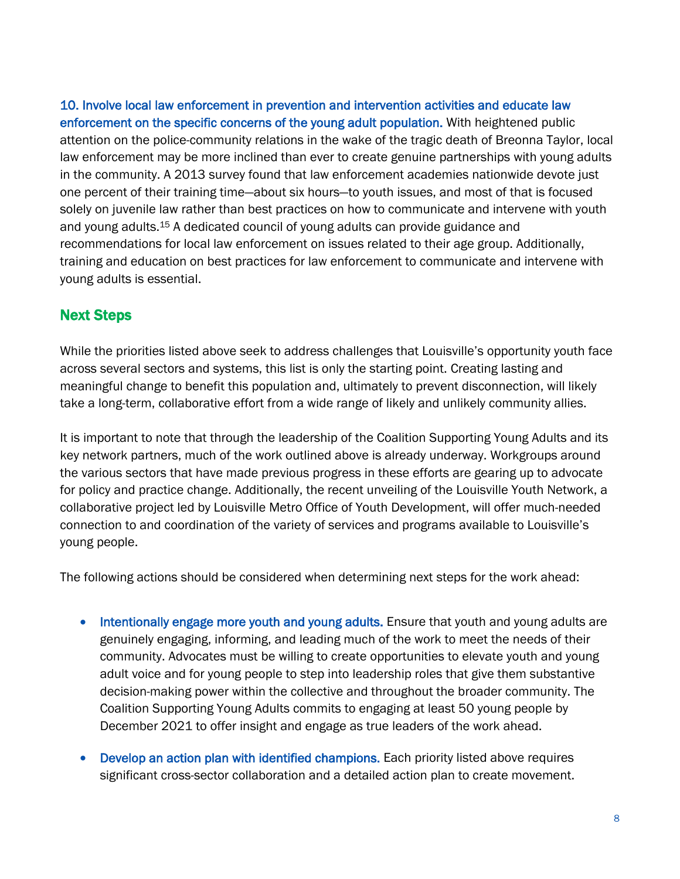**10. Involve local law enforcement in prevention and intervention activities and educate law enforcement on the specific concerns of the young adult population.** With heightened public attention on the police-community relations in the wake of the tragic death of Breonna Taylor, local law enforcement may be more inclined than ever to create genuine partnerships with young adults in the community. A 2013 survey found that law enforcement academies nationwide devote just one percent of their training time—about six hours—to youth issues, and most of that is focused solely on juvenile law rather than best practices on how to communicate and intervene with youth and young adults.[15] A dedicated council of young adults can provide guidance and recommendations for local law enforcement on issues related to their age group. Additionally, training and education on best practices for law enforcement to communicate and intervene with young adults is essential.

## Next Steps

While the priorities listed above seek to address challenges that Louisville's opportunity youth face across several sectors and systems, this list is only the starting point. Creating lasting and meaningful change to benefit this population and, ultimately to prevent disconnection, will likely take a long-term, collaborative effort from a wide range of likely and unlikely community allies.

It is important to note that through the leadership of the Coalition Supporting Young Adults and its key network partners, much of the work outlined above is already underway. Workgroups around the various sectors that have made previous progress in these efforts are gearing up to advocate for policy and practice change. Additionally, the recent unveiling of the Louisville Youth Network, a collaborative project led by Louisville Metro Office of Youth Development, will offer much-needed connection to and coordination of the variety of services and programs available to Louisville's young people.

The following actions should be considered when determining next steps for the work ahead:

- **Intentionally engage more youth and young adults.** Ensure that youth and young adults are genuinely engaging, informing, and leading much of the work to meet the needs of their community. Advocates must be willing to create opportunities to elevate youth and young adult voice and for young people to step into leadership roles that give them substantive decision-making power within the collective and throughout the broader community. The Coalition Supporting Young Adults commits to engaging at least 50 young people by December 2021 to offer insight and engage as true leaders of the work ahead.

- **Develop an action plan with identified champions.** Each priority listed above requires significant cross-sector collaboration and a detailed action plan to create movement.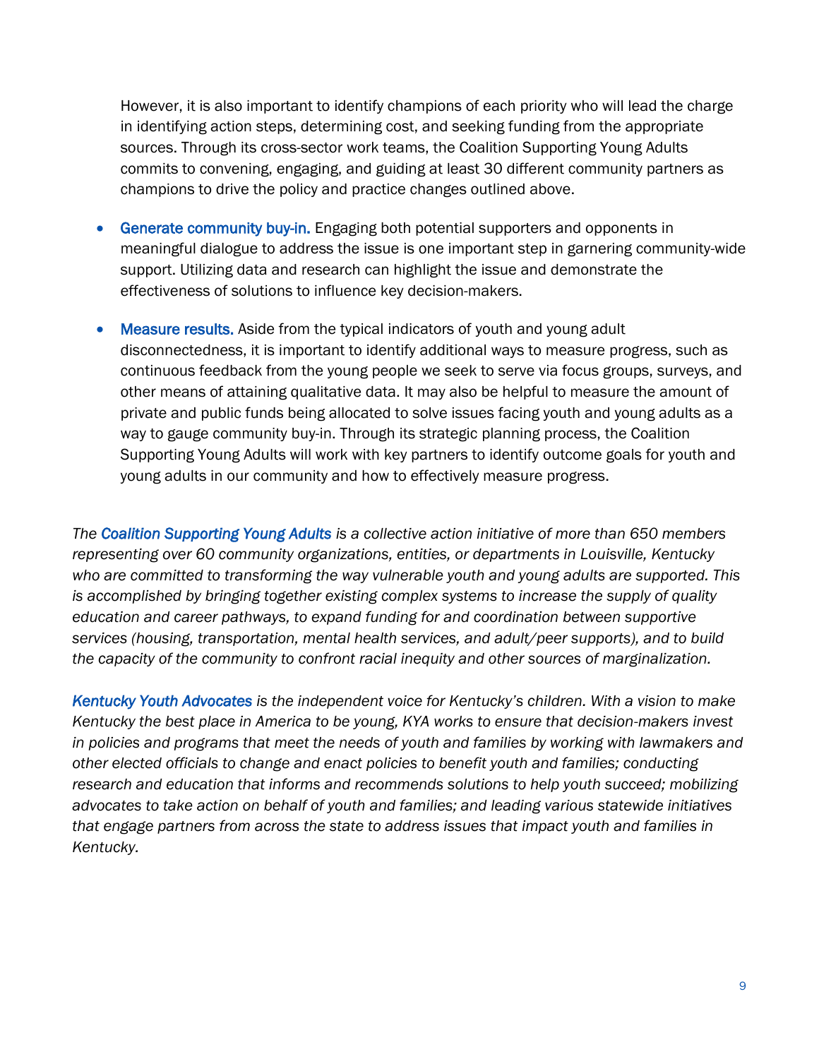However, it is also important to identify champions of each priority who will lead the charge in identifying action steps, determining cost, and seeking funding from the appropriate sources. Through its cross-sector work teams, the Coalition Supporting Young Adults commits to convening, engaging, and guiding at least 30 different community partners as champions to drive the policy and practice changes outlined above.

- **Generate community buy-in.** Engaging both potential supporters and opponents in meaningful dialogue to address the issue is one important step in garnering community-wide support. Utilizing data and research can highlight the issue and demonstrate the effectiveness of solutions to influence key decision-makers.

- **Measure results.** Aside from the typical indicators of youth and young adult disconnectedness, it is important to identify additional ways to measure progress, such as continuous feedback from the young people we seek to serve via focus groups, surveys, and other means of attaining qualitative data. It may also be helpful to measure the amount of private and public funds being allocated to solve issues facing youth and young adults as a way to gauge community buy-in. Through its strategic planning process, the Coalition Supporting Young Adults will work with key partners to identify outcome goals for youth and young adults in our community and how to effectively measure progress.

*The Coalition Supporting Young Adults is a collective action initiative of more than 650 members representing over 60 community organizations, entities, or departments in Louisville, Kentucky who are committed to transforming the way vulnerable youth and young adults are supported. This is accomplished by bringing together existing complex systems to increase the supply of quality education and career pathways, to expand funding for and coordination between supportive services (housing, transportation, mental health services, and adult/peer supports), and to build the capacity of the community to confront racial inequity and other sources of marginalization.*

*Kentucky Youth Advocates is the independent voice for Kentucky's children. With a vision to make Kentucky the best place in America to be young, KYA works to ensure that decision-makers invest in policies and programs that meet the needs of youth and families by working with lawmakers and other elected officials to change and enact policies to benefit youth and families; conducting research and education that informs and recommends solutions to help youth succeed; mobilizing advocates to take action on behalf of youth and families; and leading various statewide initiatives that engage partners from across the state to address issues that impact youth and families in Kentucky.*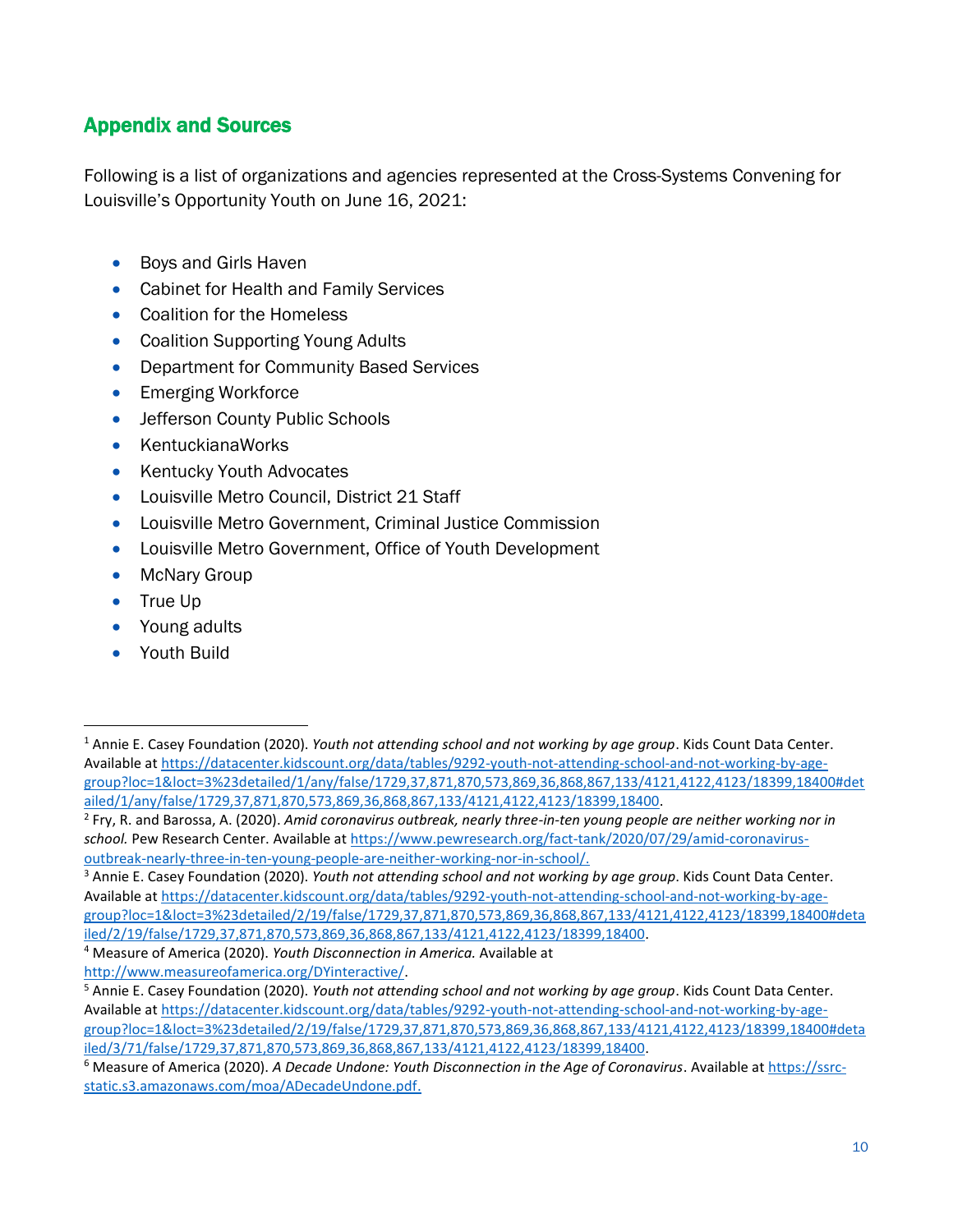## Appendix and Sources

Following is a list of organizations and agencies represented at the Cross-Systems Convening for Louisville's Opportunity Youth on June 16, 2021:

- Boys and Girls Haven
- Cabinet for Health and Family Services
- Coalition for the Homeless
- Coalition Supporting Young Adults
- Department for Community Based Services
- Emerging Workforce
- Jefferson County Public Schools
- KentuckianaWorks
- Kentucky Youth Advocates
- Louisville Metro Council, District 21 Staff
- Louisville Metro Government, Criminal Justice Commission
- Louisville Metro Government, Office of Youth Development
- McNary Group
- True Up
- Young adults
- Youth Build

---

[1] Annie E. Casey Foundation (2020). *Youth not attending school and not working by age group*. Kids Count Data Center. Available at https://datacenter.kidscount.org/data/tables/9292-youth-not-attending-school-and-not-working-by-age-group?loc=1&loct=3%23detailed/1/any/false/1729,37,871,870,573,869,36,868,867,133/4121,4122,4123/18399,18400#detailed/1/any/false/1729,37,871,870,573,869,36,868,867,133/4121,4122,4123/18399,18400.

[2] Fry, R. and Barossa, A. (2020). *Amid coronavirus outbreak, nearly three-in-ten young people are neither working nor in school.* Pew Research Center. Available at https://www.pewresearch.org/fact-tank/2020/07/29/amid-coronavirus-outbreak-nearly-three-in-ten-young-people-are-neither-working-nor-in-school/.

[3] Annie E. Casey Foundation (2020). *Youth not attending school and not working by age group*. Kids Count Data Center. Available at https://datacenter.kidscount.org/data/tables/9292-youth-not-attending-school-and-not-working-by-age-group?loc=1&loct=3%23detailed/2/19/false/1729,37,871,870,573,869,36,868,867,133/4121,4122,4123/18399,18400#detailed/2/19/false/1729,37,871,870,573,869,36,868,867,133/4121,4122,4123/18399,18400.

[4] Measure of America (2020). *Youth Disconnection in America.* Available at http://www.measureofamerica.org/DYinteractive/.

[5] Annie E. Casey Foundation (2020). *Youth not attending school and not working by age group*. Kids Count Data Center. Available at https://datacenter.kidscount.org/data/tables/9292-youth-not-attending-school-and-not-working-by-age-group?loc=1&loct=3%23detailed/2/19/false/1729,37,871,870,573,869,36,868,867,133/4121,4122,4123/18399,18400#detailed/3/71/false/1729,37,871,870,573,869,36,868,867,133/4121,4122,4123/18399,18400.

[6] Measure of America (2020). *A Decade Undone: Youth Disconnection in the Age of Coronavirus*. Available at https://ssrc-static.s3.amazonaws.com/moa/ADecadeUndone.pdf.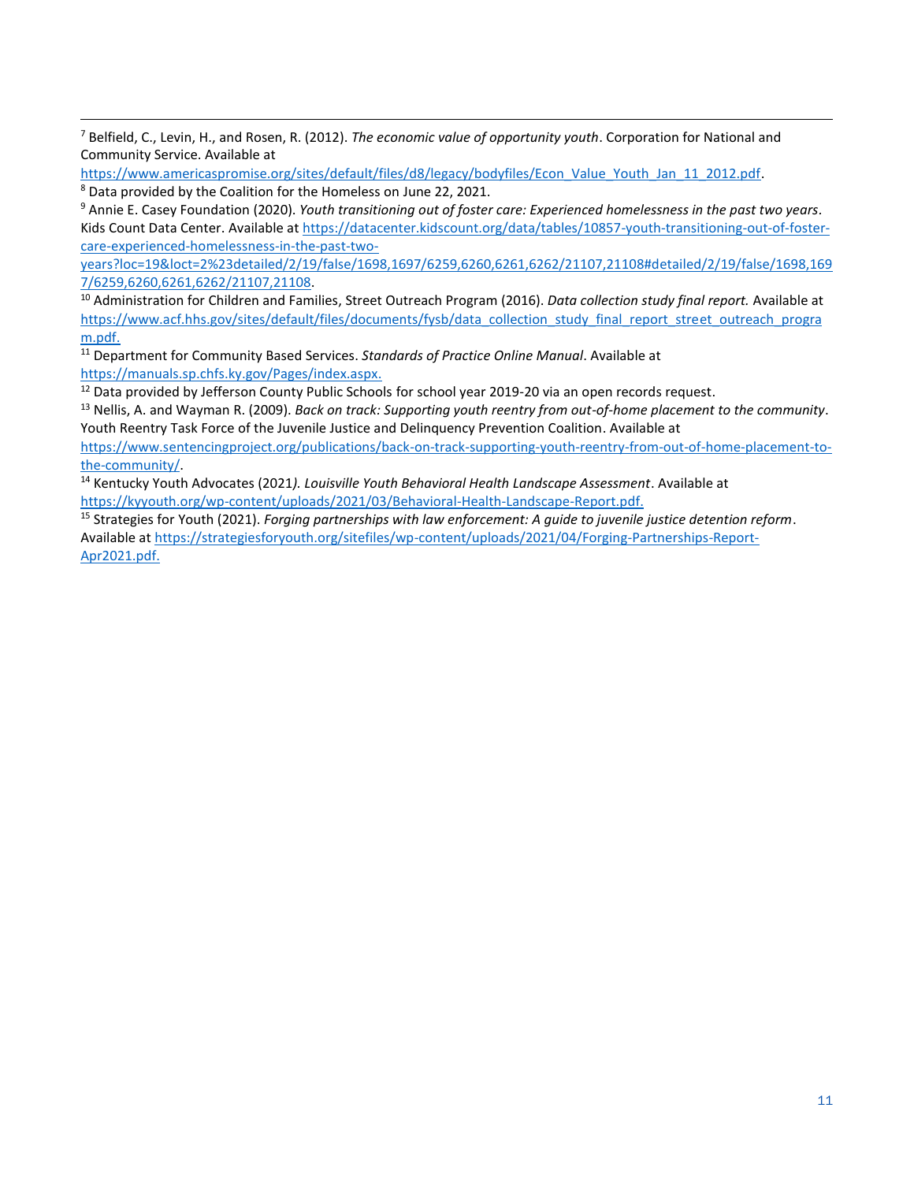---

[7] Belfield, C., Levin, H., and Rosen, R. (2012). *The economic value of opportunity youth*. Corporation for National and Community Service. Available at https://www.americaspromise.org/sites/default/files/d8/legacy/bodyfiles/Econ_Value_Youth_Jan_11_2012.pdf.

[8] Data provided by the Coalition for the Homeless on June 22, 2021.

[9] Annie E. Casey Foundation (2020). *Youth transitioning out of foster care: Experienced homelessness in the past two years*. Kids Count Data Center. Available at https://datacenter.kidscount.org/data/tables/10857-youth-transitioning-out-of-foster-care-experienced-homelessness-in-the-past-two-years?loc=19&loct=2%23detailed/2/19/false/1698,1697/6259,6260,6261,6262/21107,21108#detailed/2/19/false/1698,1697/6259,6260,6261,6262/21107,21108.

[10] Administration for Children and Families, Street Outreach Program (2016). *Data collection study final report.* Available at https://www.acf.hhs.gov/sites/default/files/documents/fysb/data_collection_study_final_report_street_outreach_program.pdf.

[11] Department for Community Based Services. *Standards of Practice Online Manual*. Available at https://manuals.sp.chfs.ky.gov/Pages/index.aspx.

[12] Data provided by Jefferson County Public Schools for school year 2019-20 via an open records request.

[13] Nellis, A. and Wayman R. (2009). *Back on track: Supporting youth reentry from out-of-home placement to the community*. Youth Reentry Task Force of the Juvenile Justice and Delinquency Prevention Coalition. Available at https://www.sentencingproject.org/publications/back-on-track-supporting-youth-reentry-from-out-of-home-placement-to-the-community/.

[14] Kentucky Youth Advocates (2021*). Louisville Youth Behavioral Health Landscape Assessment*. Available at https://kyyouth.org/wp-content/uploads/2021/03/Behavioral-Health-Landscape-Report.pdf.

[15] Strategies for Youth (2021). *Forging partnerships with law enforcement: A guide to juvenile justice detention reform*. Available at https://strategiesforyouth.org/sitefiles/wp-content/uploads/2021/04/Forging-Partnerships-Report-Apr2021.pdf.